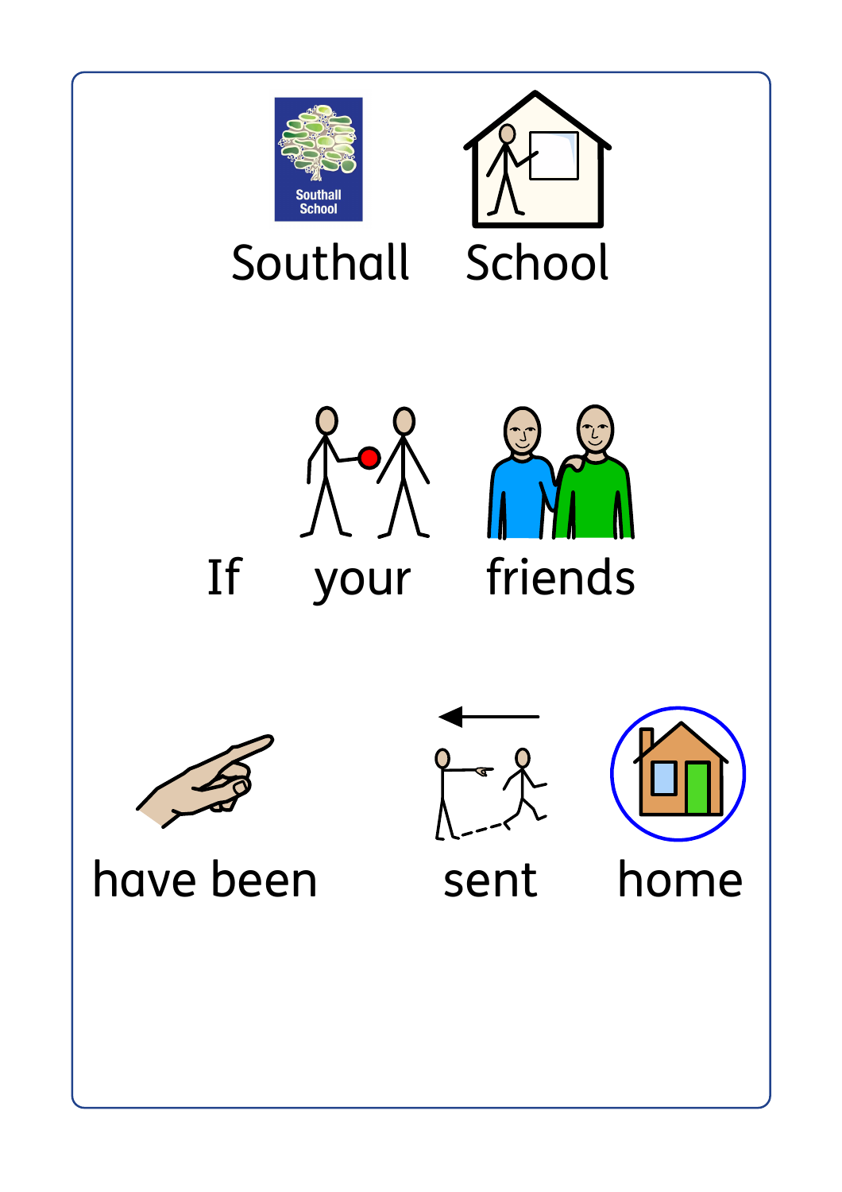Southall School

If your friends

have been sent home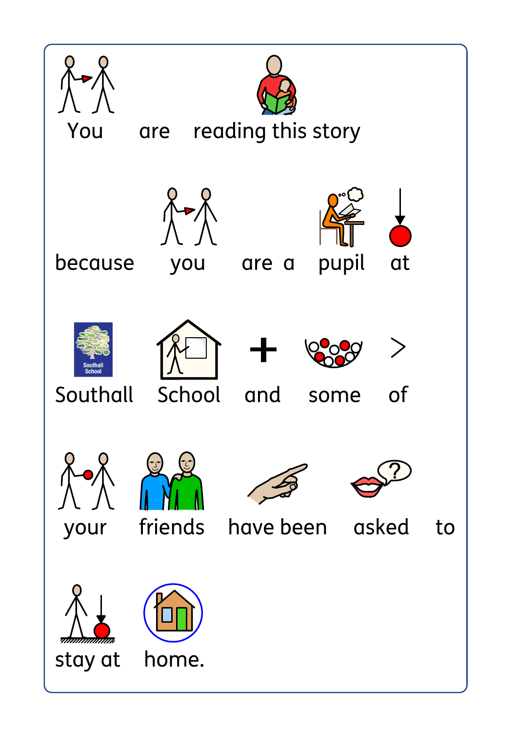You are reading this story

because you are a pupil at

Southall School and some of

your friends have been asked to

stay at home.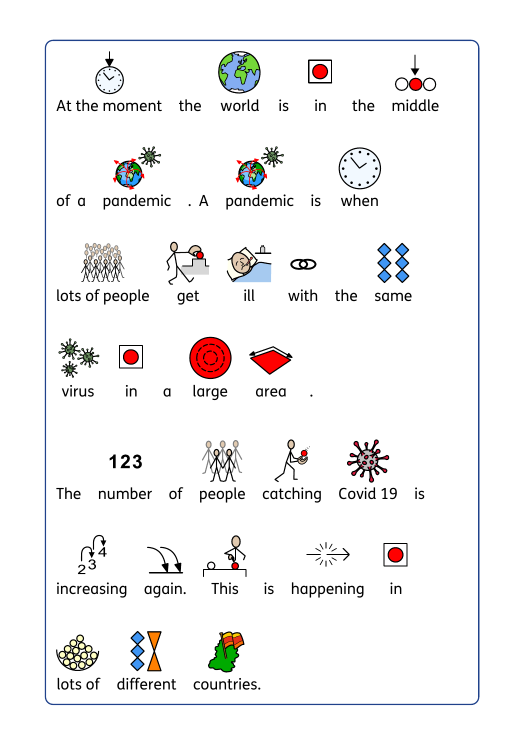At the moment the world is in the middle of a pandemic . A pandemic is when lots of people get ill with the same virus in a large area .

The number of people catching Covid 19 is increasing again. This is happening in lots of different countries.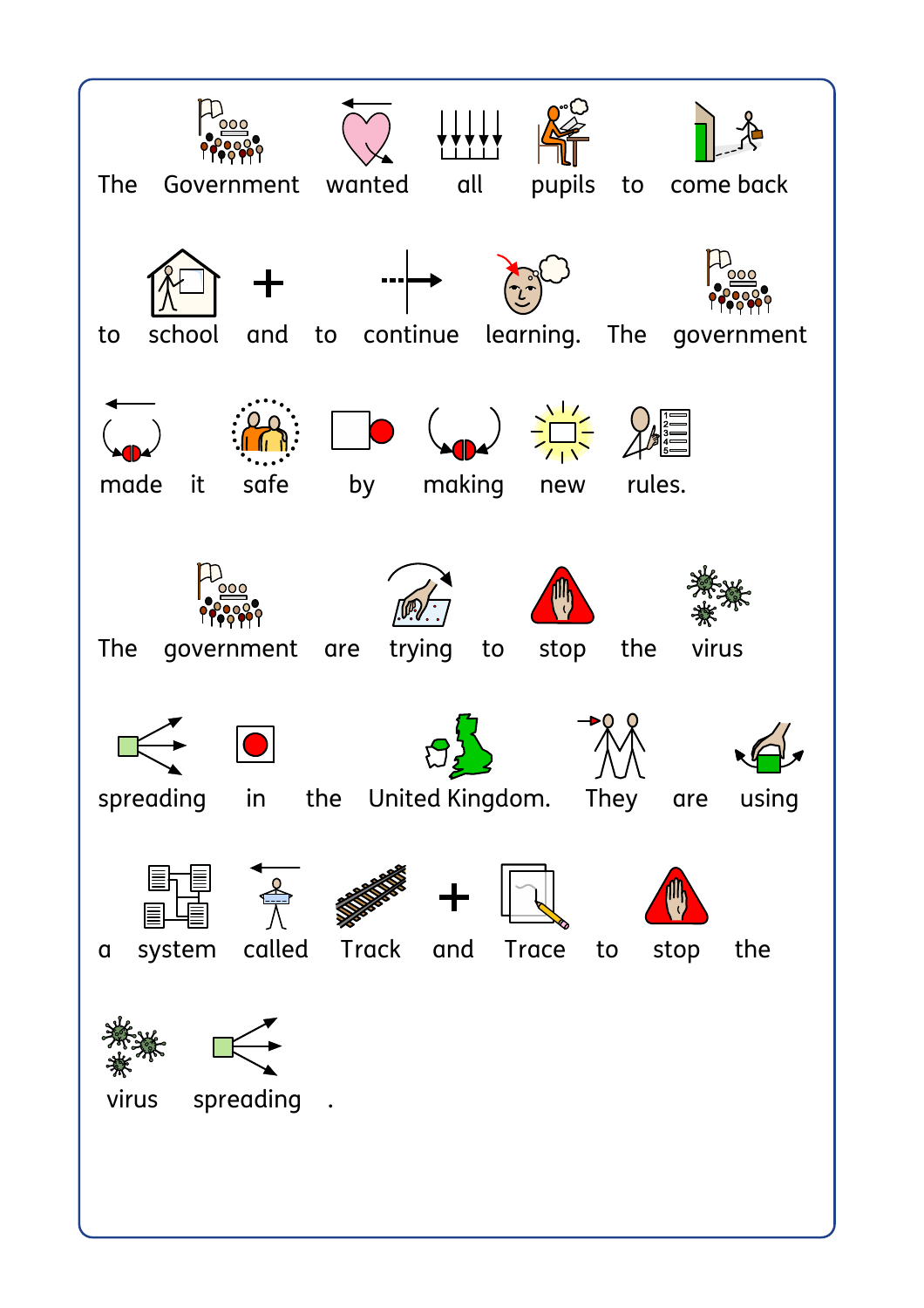The Government wanted all pupils to come back to school and to continue learning. The government made it safe by making new rules.

The government are trying to stop the virus spreading in the United Kingdom. They are using a system called Track and Trace to stop the virus spreading .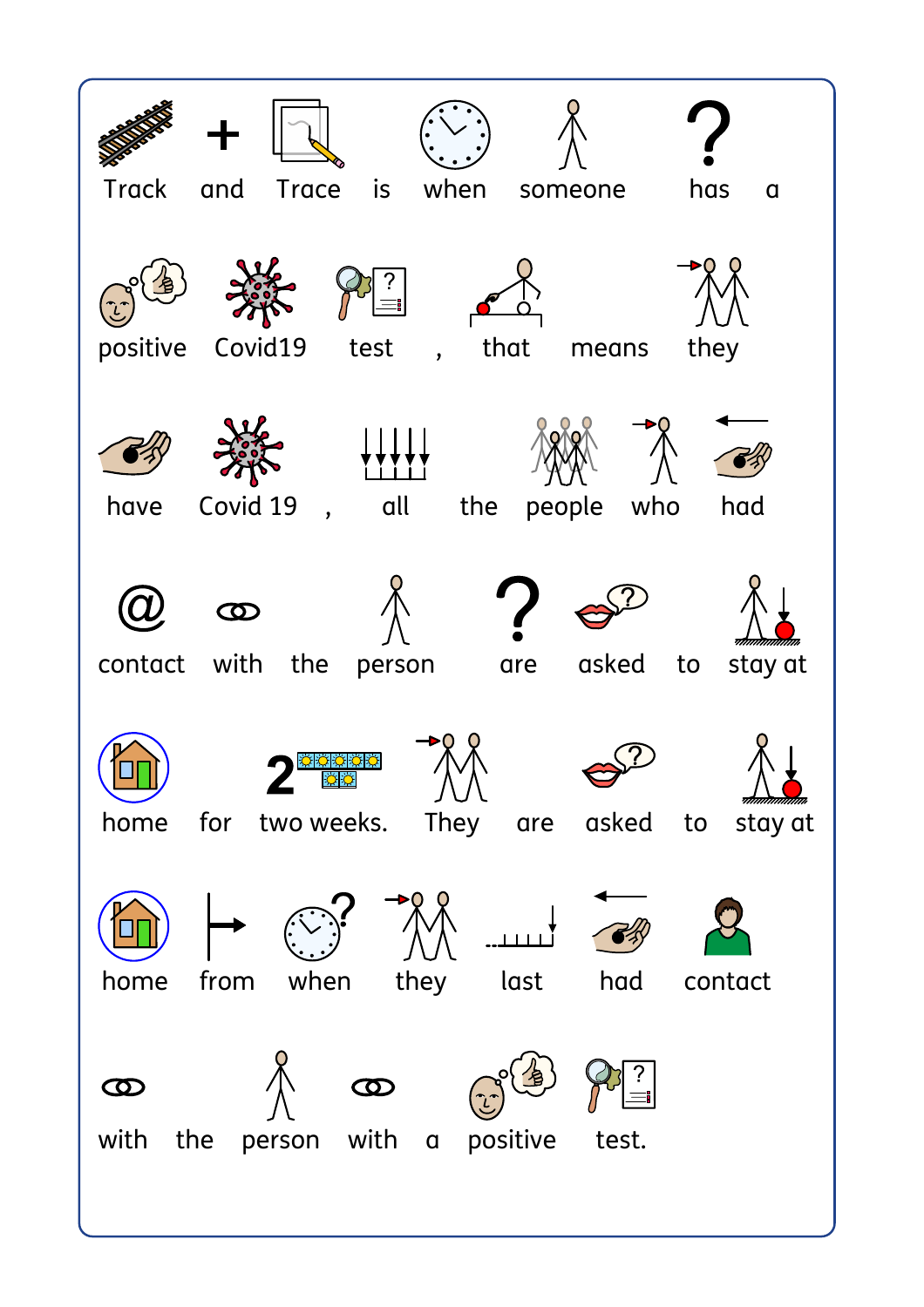Track and Trace is when someone has a positive Covid19 test , that means they have Covid 19 , all the people who had contact with the person are asked to stay at home for two weeks. They are asked to stay at home from when they last had contact with the person with a positive test.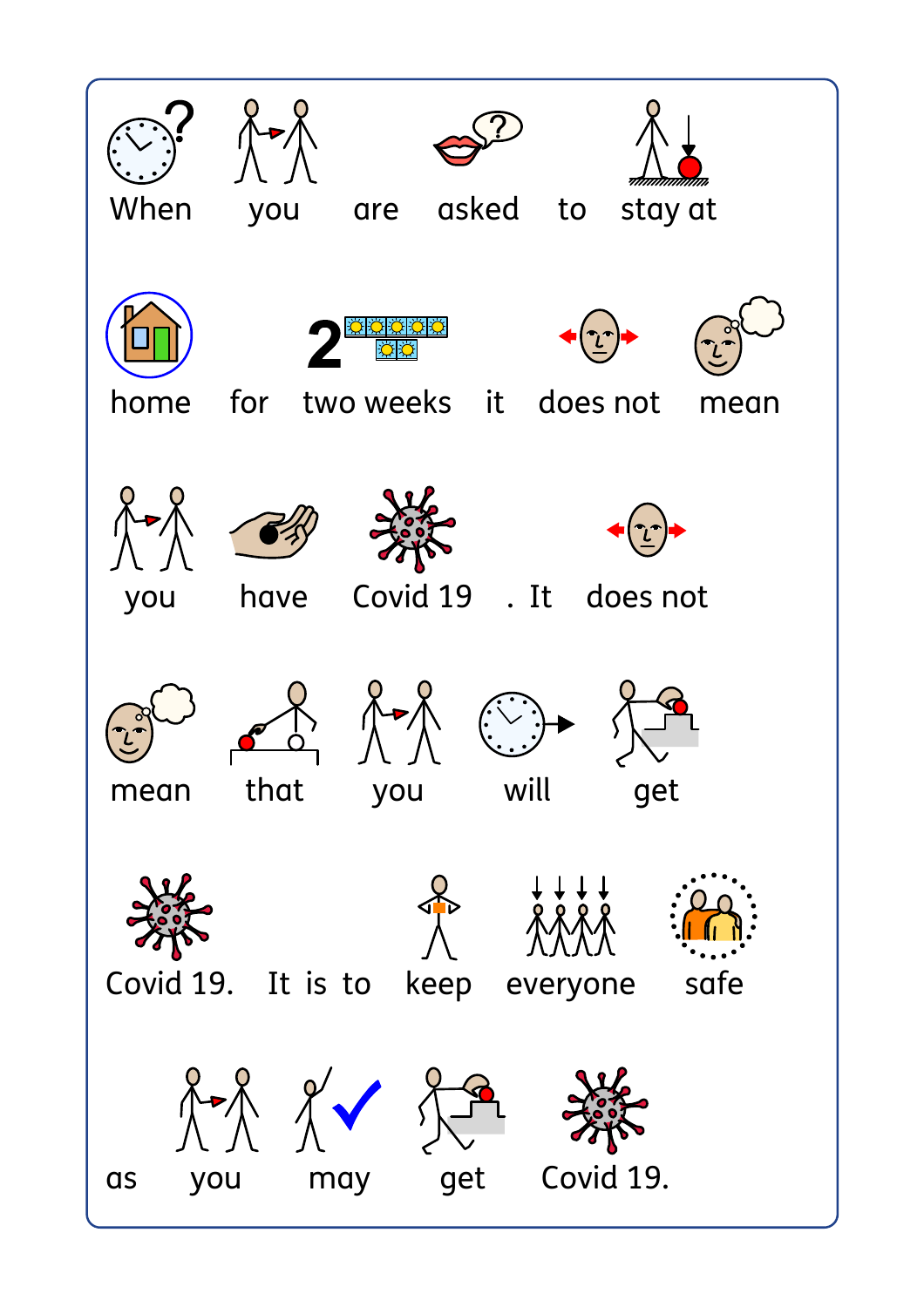When you are asked to stay at home for two weeks it does not mean you have Covid 19. It does not mean that you will get Covid 19. It is to keep everyone safe as you may get Covid 19.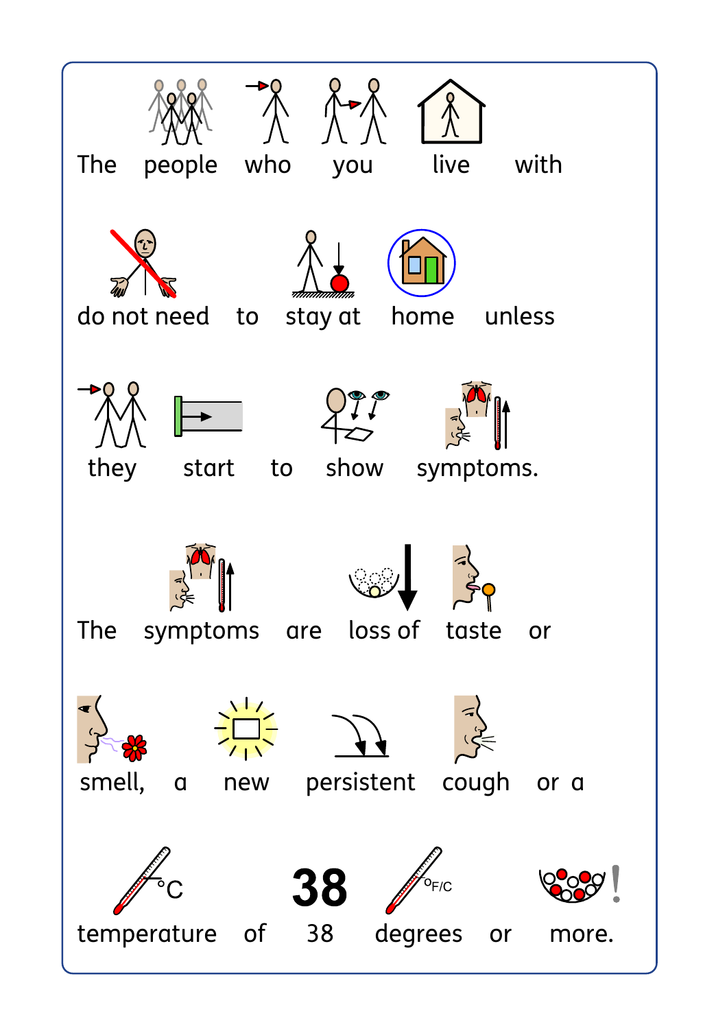The people who you live with do not need to stay at home unless they start to show symptoms.

The symptoms are loss of taste or smell, a new persistent cough or a temperature of 38 degrees or more.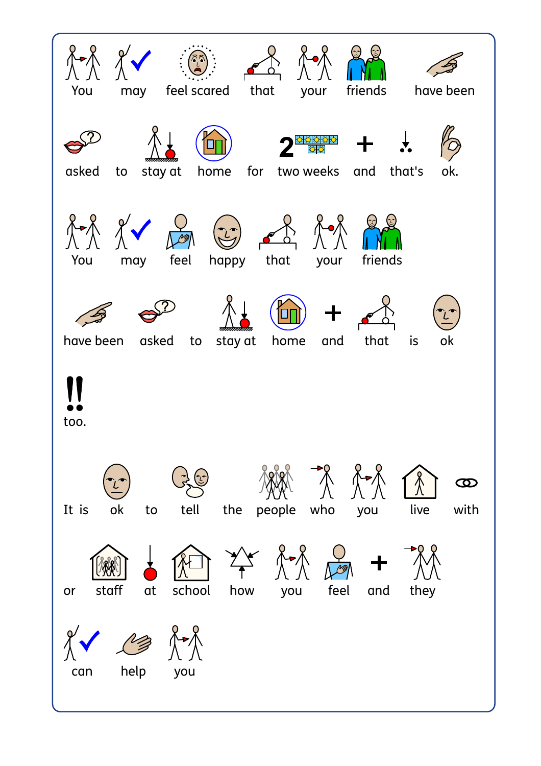You may feel scared that your friends have been asked to stay at home for two weeks and that's ok.

You may feel happy that your friends have been asked to stay at home and that is ok too.

It is ok to tell the people who you live with or staff at school how you feel and they can help you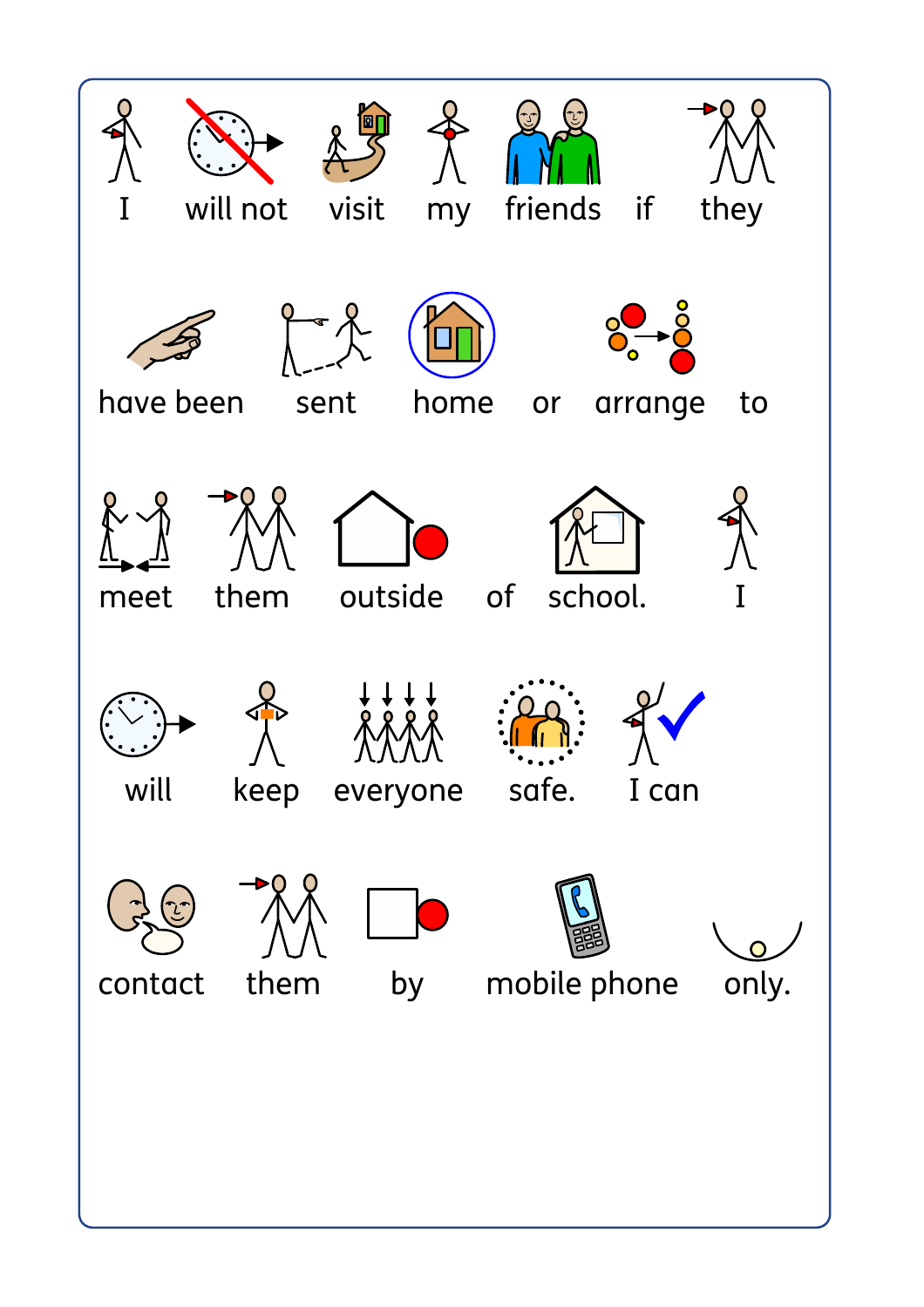I will not visit my friends if they have been sent home or arrange to meet them outside of school. I will keep everyone safe. I can contact them by mobile phone only.